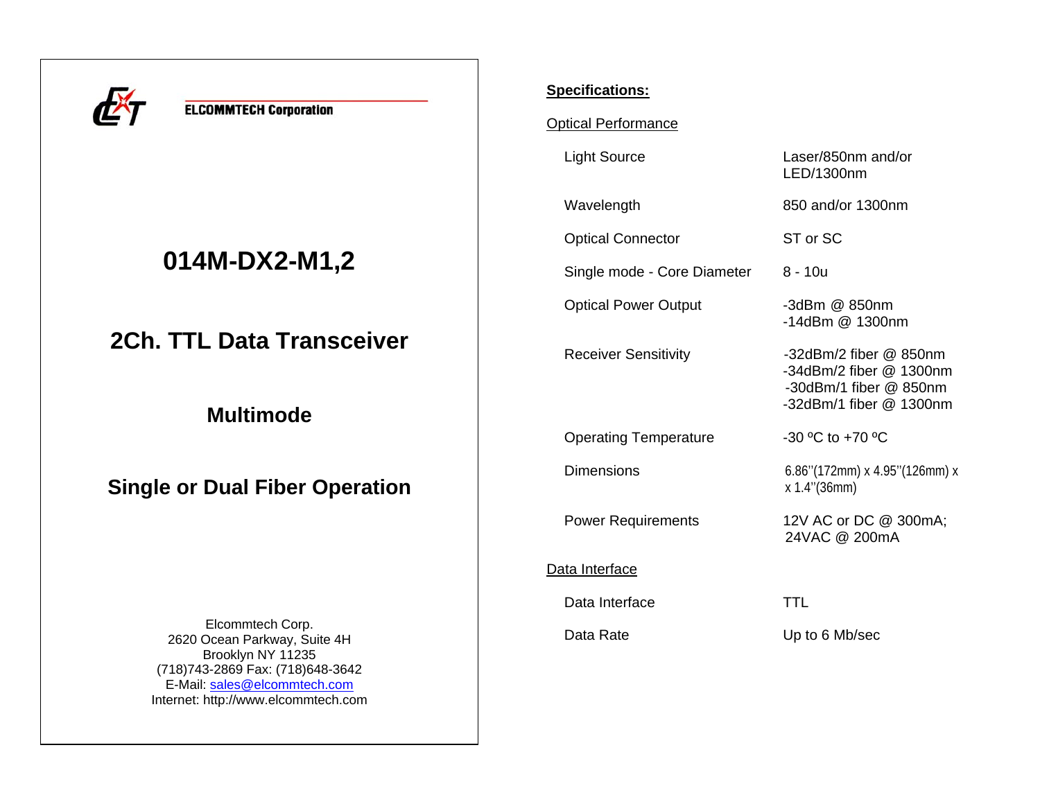**ELCOMMTECH Corporation**

# 014M-DX2-M1,2

## 2Ch. TTL Data Transceiver

### Multimode

## Single or Dual Fiber Operation

Elcommtech Corp.
2620 Ocean Parkway, Suite 4H
Brooklyn NY 11235
(718)743-2869 Fax: (718)648-3642
E-Mail: sales@elcommtech.com
Internet: http://www.elcommtech.com

**Specifications:**

Optical Performance

| | |
|---|---|
| Light Source | Laser/850nm and/or LED/1300nm |
| Wavelength | 850 and/or 1300nm |
| Optical Connector | ST or SC |
| Single mode - Core Diameter | 8 - 10u |
| Optical Power Output | -3dBm @ 850nm<br>-14dBm @ 1300nm |
| Receiver Sensitivity | -32dBm/2 fiber @ 850nm<br>-34dBm/2 fiber @ 1300nm<br>-30dBm/1 fiber @ 850nm<br>-32dBm/1 fiber @ 1300nm |
| Operating Temperature | -30 ºC to +70 ºC |
| Dimensions | 6.86''(172mm) x 4.95''(126mm) x x 1.4''(36mm) |
| Power Requirements | 12V AC or DC @ 300mA;<br>24VAC @ 200mA |

Data Interface

| | |
|---|---|
| Data Interface | TTL |
| Data Rate | Up to 6 Mb/sec |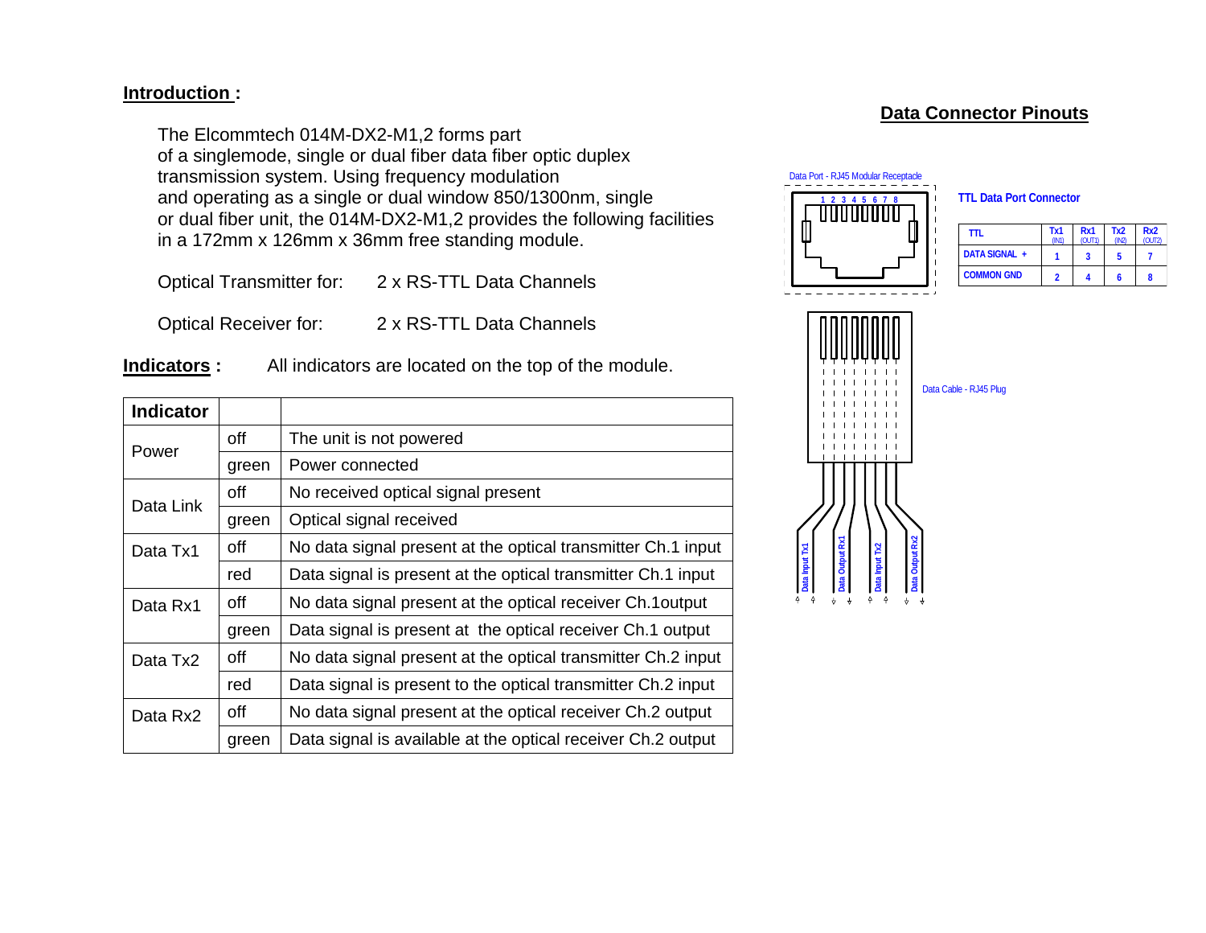**Introduction :**

The Elcommtech 014M-DX2-M1,2 forms part of a singlemode, single or dual fiber data fiber optic duplex transmission system. Using frequency modulation and operating as a single or dual window 850/1300nm, single or dual fiber unit, the 014M-DX2-M1,2 provides the following facilities in a 172mm x 126mm x 36mm free standing module.

Optical Transmitter for: 2 x RS-TTL Data Channels

Optical Receiver for: 2 x RS-TTL Data Channels

**Indicators :** All indicators are located on the top of the module.

| Indicator | | |
|---|---|---|
| Power | off | The unit is not powered |
| | green | Power connected |
| Data Link | off | No received optical signal present |
| | green | Optical signal received |
| Data Tx1 | off | No data signal present at the optical transmitter Ch.1 input |
| | red | Data signal is present at the optical transmitter Ch.1 input |
| Data Rx1 | off | No data signal present at the optical receiver Ch.1output |
| | green | Data signal is present at the optical receiver Ch.1 output |
| Data Tx2 | off | No data signal present at the optical transmitter Ch.2 input |
| | red | Data signal is present to the optical transmitter Ch.2 input |
| Data Rx2 | off | No data signal present at the optical receiver Ch.2 output |
| | green | Data signal is available at the optical receiver Ch.2 output |

**Data Connector Pinouts**

Data Port - RJ45 Modular Receptacle

1 2 3 4 5 6 7 8

**TTL Data Port Connector**

| TTL | Tx1 (IN1) | Rx1 (OUT1) | Tx2 (IN2) | Rx2 (OUT2) |
|---|---|---|---|---|
| DATA SIGNAL + | 1 | 3 | 5 | 7 |
| COMMON GND | 2 | 4 | 6 | 8 |

Data Cable - RJ45 Plug

Data Input Tx1 | Data Output Rx1 | Data Input Tx2 | Data Output Rx2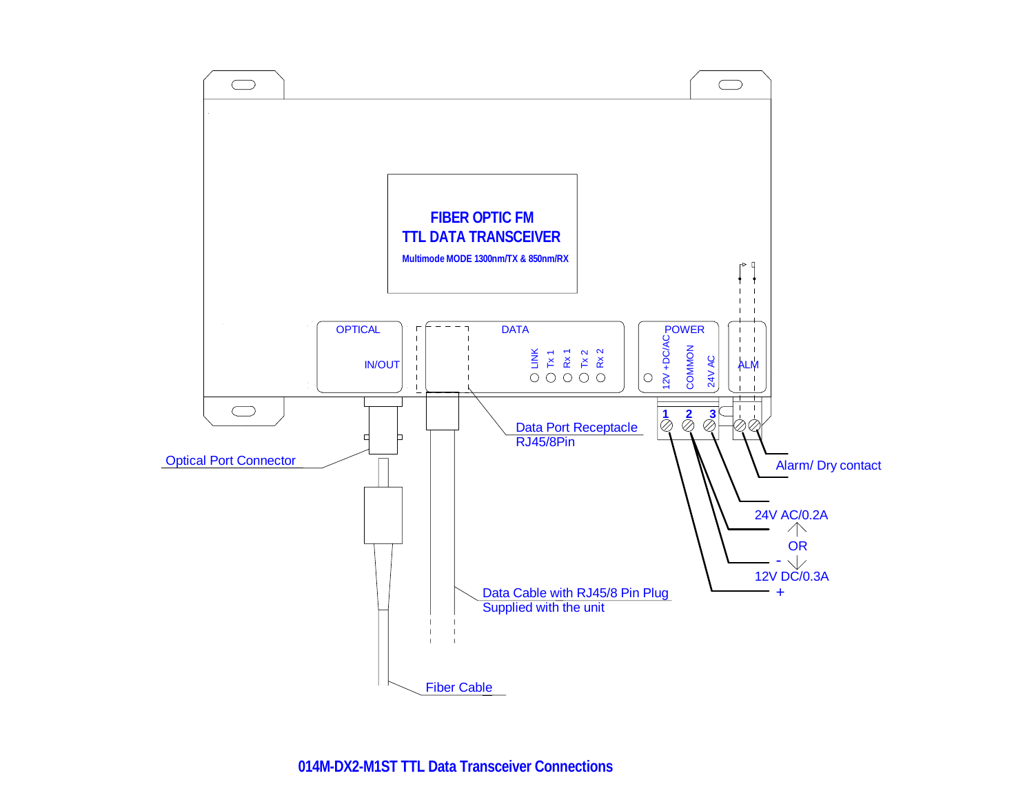FIBER OPTIC FM
TTL DATA TRANSCEIVER
Multimode MODE 1300nm/TX & 850nm/RX

OPTICAL
IN/OUT

DATA
LINK
Tx 1
Rx 1
Tx 2
Rx 2

POWER
12V +DC/AC
COMMON
24V AC

ALM

1
2
3

Optical Port Connector

Data Port Receptacle
RJ45/8Pin

Alarm/ Dry contact

24V AC/0.2A
OR
12V DC/0.3A
-
+

Data Cable with RJ45/8 Pin Plug
Supplied with the unit

Fiber Cable

**014M-DX2-M1ST TTL Data Transceiver Connections**